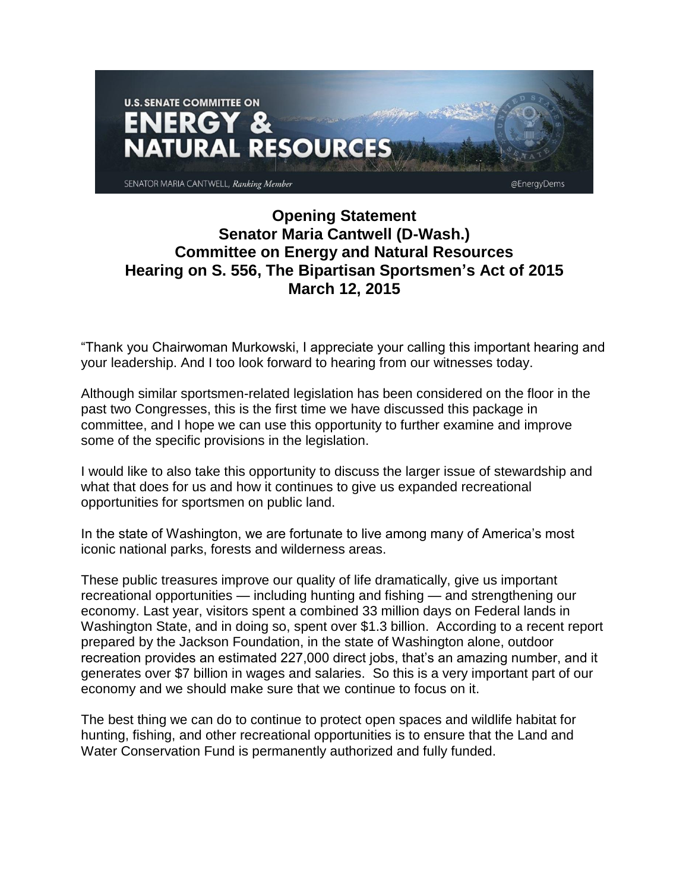U.S. SENATE COMMITTEE ON
ENERGY & NATURAL RESOURCES

SENATOR MARIA CANTWELL, *Ranking Member* @EnergyDems

# Opening Statement
# Senator Maria Cantwell (D-Wash.)
# Committee on Energy and Natural Resources
# Hearing on S. 556, The Bipartisan Sportsmen's Act of 2015
# March 12, 2015

"Thank you Chairwoman Murkowski, I appreciate your calling this important hearing and your leadership. And I too look forward to hearing from our witnesses today.

Although similar sportsmen-related legislation has been considered on the floor in the past two Congresses, this is the first time we have discussed this package in committee, and I hope we can use this opportunity to further examine and improve some of the specific provisions in the legislation.

I would like to also take this opportunity to discuss the larger issue of stewardship and what that does for us and how it continues to give us expanded recreational opportunities for sportsmen on public land.

In the state of Washington, we are fortunate to live among many of America's most iconic national parks, forests and wilderness areas.

These public treasures improve our quality of life dramatically, give us important recreational opportunities — including hunting and fishing — and strengthening our economy. Last year, visitors spent a combined 33 million days on Federal lands in Washington State, and in doing so, spent over $1.3 billion. According to a recent report prepared by the Jackson Foundation, in the state of Washington alone, outdoor recreation provides an estimated 227,000 direct jobs, that's an amazing number, and it generates over $7 billion in wages and salaries. So this is a very important part of our economy and we should make sure that we continue to focus on it.

The best thing we can do to continue to protect open spaces and wildlife habitat for hunting, fishing, and other recreational opportunities is to ensure that the Land and Water Conservation Fund is permanently authorized and fully funded.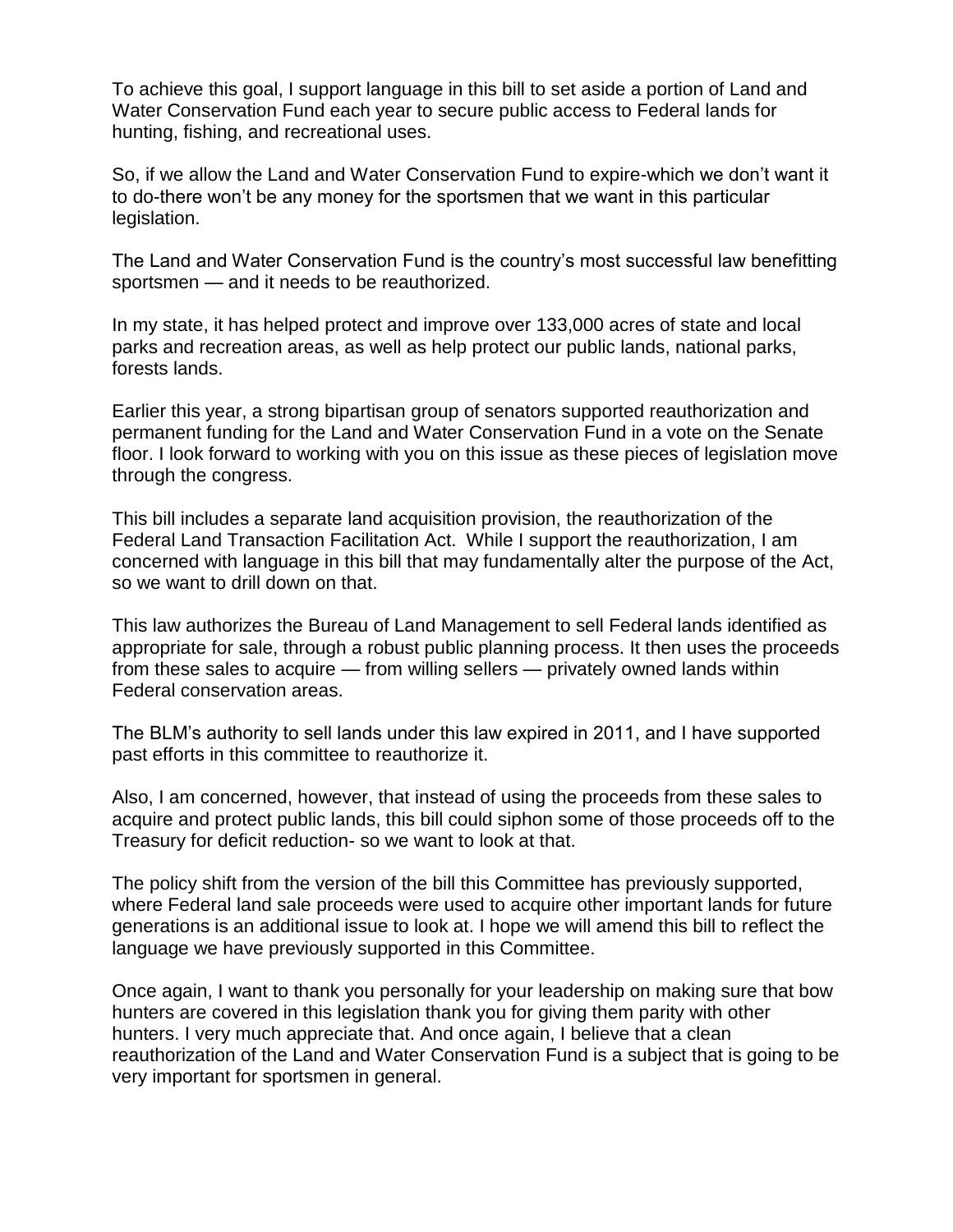To achieve this goal, I support language in this bill to set aside a portion of Land and Water Conservation Fund each year to secure public access to Federal lands for hunting, fishing, and recreational uses.

So, if we allow the Land and Water Conservation Fund to expire-which we don't want it to do-there won't be any money for the sportsmen that we want in this particular legislation.

The Land and Water Conservation Fund is the country's most successful law benefitting sportsmen — and it needs to be reauthorized.

In my state, it has helped protect and improve over 133,000 acres of state and local parks and recreation areas, as well as help protect our public lands, national parks, forests lands.

Earlier this year, a strong bipartisan group of senators supported reauthorization and permanent funding for the Land and Water Conservation Fund in a vote on the Senate floor. I look forward to working with you on this issue as these pieces of legislation move through the congress.

This bill includes a separate land acquisition provision, the reauthorization of the Federal Land Transaction Facilitation Act. While I support the reauthorization, I am concerned with language in this bill that may fundamentally alter the purpose of the Act, so we want to drill down on that.

This law authorizes the Bureau of Land Management to sell Federal lands identified as appropriate for sale, through a robust public planning process. It then uses the proceeds from these sales to acquire — from willing sellers — privately owned lands within Federal conservation areas.

The BLM's authority to sell lands under this law expired in 2011, and I have supported past efforts in this committee to reauthorize it.

Also, I am concerned, however, that instead of using the proceeds from these sales to acquire and protect public lands, this bill could siphon some of those proceeds off to the Treasury for deficit reduction- so we want to look at that.

The policy shift from the version of the bill this Committee has previously supported, where Federal land sale proceeds were used to acquire other important lands for future generations is an additional issue to look at. I hope we will amend this bill to reflect the language we have previously supported in this Committee.

Once again, I want to thank you personally for your leadership on making sure that bow hunters are covered in this legislation thank you for giving them parity with other hunters. I very much appreciate that. And once again, I believe that a clean reauthorization of the Land and Water Conservation Fund is a subject that is going to be very important for sportsmen in general.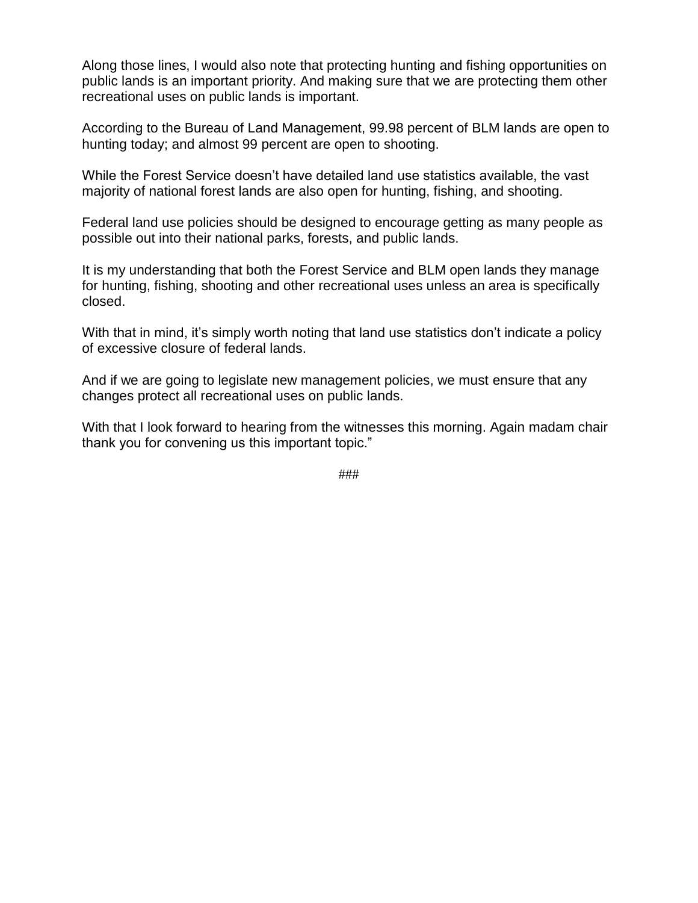Along those lines, I would also note that protecting hunting and fishing opportunities on public lands is an important priority. And making sure that we are protecting them other recreational uses on public lands is important.

According to the Bureau of Land Management, 99.98 percent of BLM lands are open to hunting today; and almost 99 percent are open to shooting.

While the Forest Service doesn't have detailed land use statistics available, the vast majority of national forest lands are also open for hunting, fishing, and shooting.

Federal land use policies should be designed to encourage getting as many people as possible out into their national parks, forests, and public lands.

It is my understanding that both the Forest Service and BLM open lands they manage for hunting, fishing, shooting and other recreational uses unless an area is specifically closed.

With that in mind, it's simply worth noting that land use statistics don't indicate a policy of excessive closure of federal lands.

And if we are going to legislate new management policies, we must ensure that any changes protect all recreational uses on public lands.

With that I look forward to hearing from the witnesses this morning. Again madam chair thank you for convening us this important topic."

###